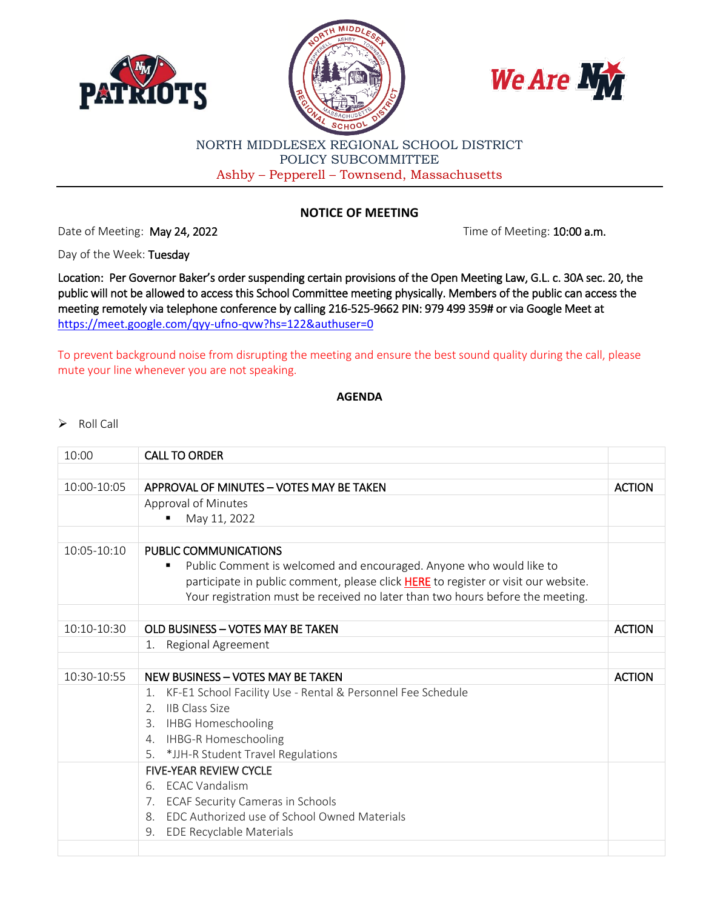NORTH MIDDLESEX REGIONAL SCHOOL DISTRICT
POLICY SUBCOMMITTEE
Ashby – Pepperell – Townsend, Massachusetts

## NOTICE OF MEETING

Date of Meeting: **May 24, 2022** Time of Meeting: **10:00 a.m.**

Day of the Week: **Tuesday**

Location: Per Governor Baker's order suspending certain provisions of the Open Meeting Law, G.L. c. 30A sec. 20, the public will not be allowed to access this School Committee meeting physically. Members of the public can access the meeting remotely via telephone conference by calling 216-525-9662 PIN: 979 499 359# or via Google Meet at https://meet.google.com/qyy-ufno-qvw?hs=122&authuser=0

To prevent background noise from disrupting the meeting and ensure the best sound quality during the call, please mute your line whenever you are not speaking.

## AGENDA

- Roll Call

| | | |
|---|---|---|
| 10:00 | CALL TO ORDER | |
| | | |
| 10:00-10:05 | APPROVAL OF MINUTES – VOTES MAY BE TAKEN | ACTION |
| | Approval of Minutes<br>▪ May 11, 2022 | |
| | | |
| 10:05-10:10 | PUBLIC COMMUNICATIONS<br>▪ Public Comment is welcomed and encouraged. Anyone who would like to participate in public comment, please click HERE to register or visit our website. Your registration must be received no later than two hours before the meeting. | |
| | | |
| 10:10-10:30 | OLD BUSINESS – VOTES MAY BE TAKEN | ACTION |
| | 1. Regional Agreement | |
| | | |
| 10:30-10:55 | NEW BUSINESS – VOTES MAY BE TAKEN | ACTION |
| | 1. KF-E1 School Facility Use - Rental & Personnel Fee Schedule<br>2. IIB Class Size<br>3. IHBG Homeschooling<br>4. IHBG-R Homeschooling<br>5. *JJH-R Student Travel Regulations | |
| | FIVE-YEAR REVIEW CYCLE<br>6. ECAC Vandalism<br>7. ECAF Security Cameras in Schools<br>8. EDC Authorized use of School Owned Materials<br>9. EDE Recyclable Materials | |
| | | |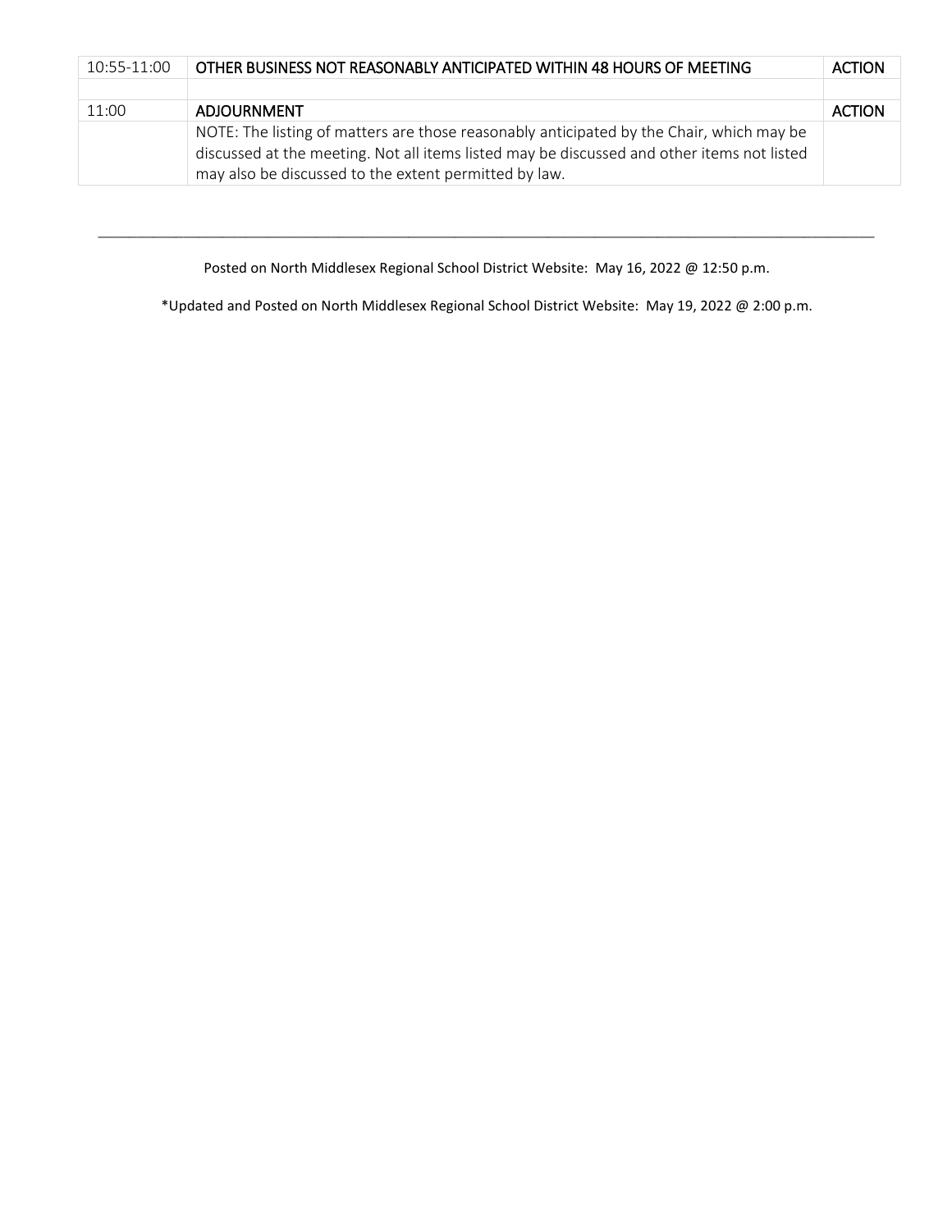| | | |
|---|---|---|
| 10:55-11:00 | OTHER BUSINESS NOT REASONABLY ANTICIPATED WITHIN 48 HOURS OF MEETING | ACTION |
| | | |
| 11:00 | ADJOURNMENT | ACTION |
| | NOTE: The listing of matters are those reasonably anticipated by the Chair, which may be discussed at the meeting. Not all items listed may be discussed and other items not listed may also be discussed to the extent permitted by law. | |

---

Posted on North Middlesex Regional School District Website: May 16, 2022 @ 12:50 p.m.

*Updated and Posted on North Middlesex Regional School District Website: May 19, 2022 @ 2:00 p.m.